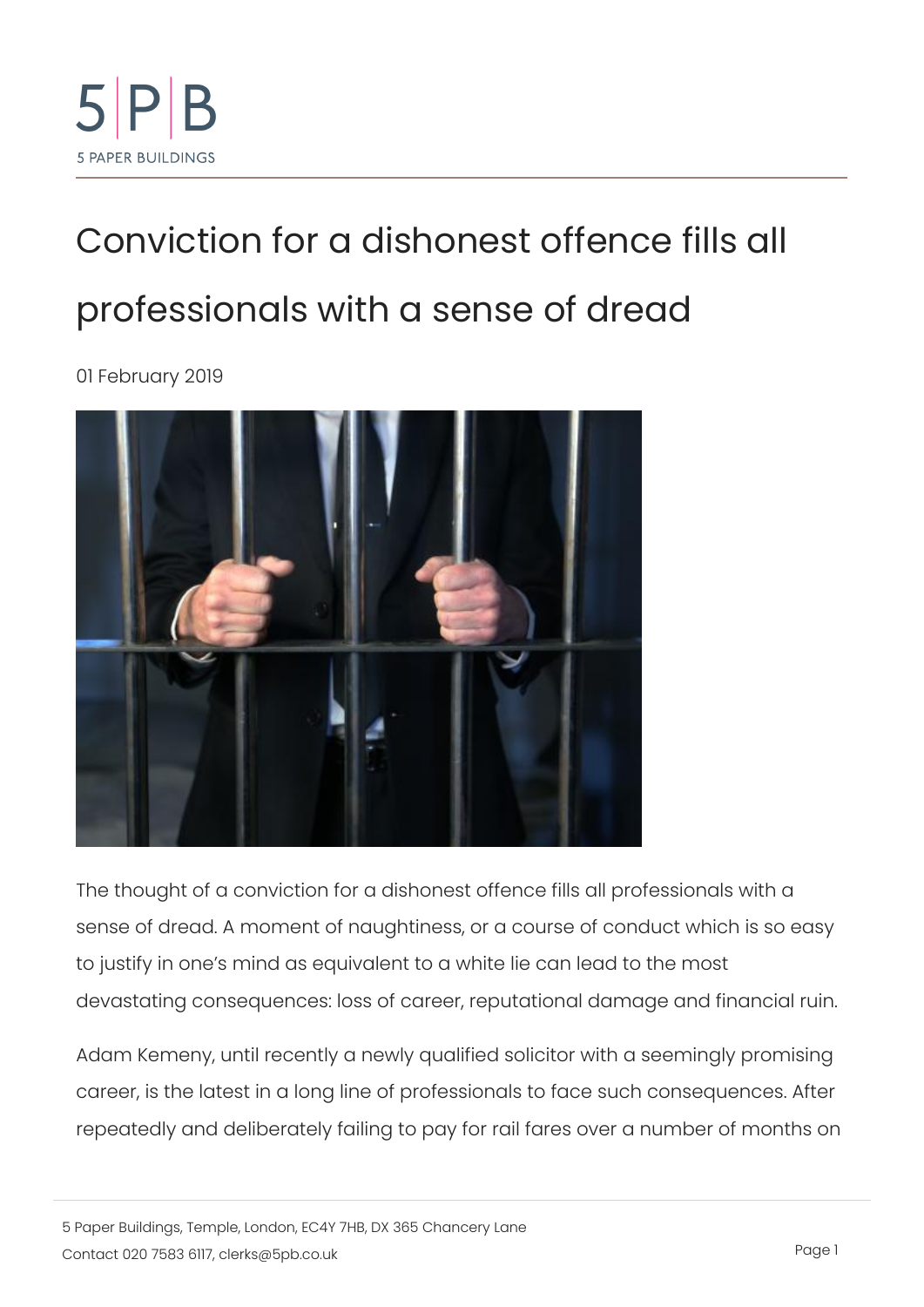# Conviction for a dishonest offence fills all professionals with a sense of dread

01 February 2019

The thought of a conviction for a dishonest offence fills all professionals with a sense of dread. A moment of naughtiness, or a course of conduct which is so easy to justify in one's mind as equivalent to a white lie can lead to the most devastating consequences: loss of career, reputational damage and financial ruin.

Adam Kemeny, until recently a newly qualified solicitor with a seemingly promising career, is the latest in a long line of professionals to face such consequences. After repeatedly and deliberately failing to pay for rail fares over a number of months on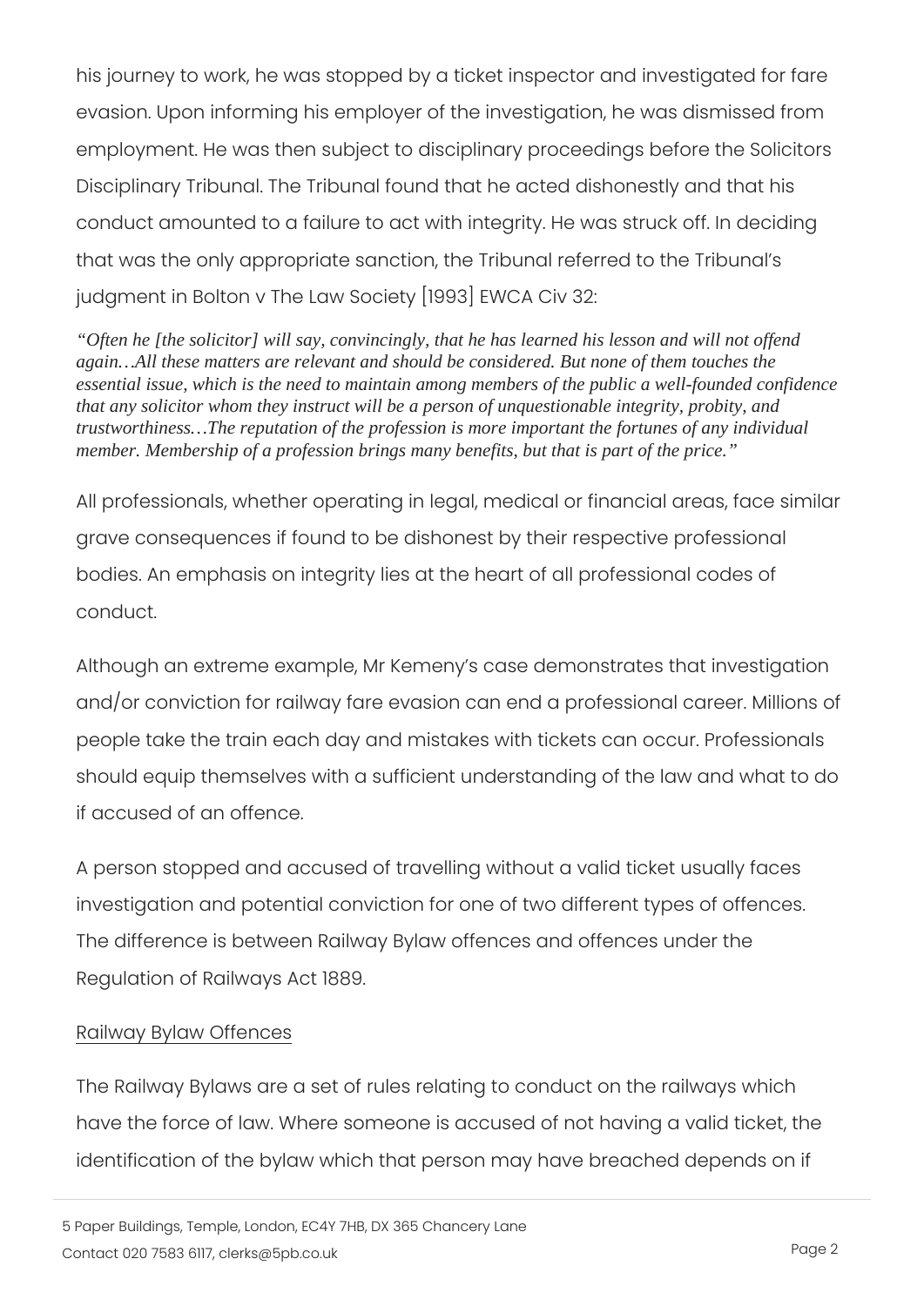his journey to work, he was stopped by a ticket inspector and investigated for fare evasion. Upon informing his employer of the investigation, he was dismissed from employment. He was then subject to disciplinary proceedings before the Solicitors Disciplinary Tribunal. The Tribunal found that he acted dishonestly and that his conduct amounted to a failure to act with integrity. He was struck off. In deciding that was the only appropriate sanction, the Tribunal referred to the Tribunal's judgment in Bolton v The Law Society [1993] EWCA Civ 32:

> *"Often he [the solicitor] will say, convincingly, that he has learned his lesson and will not offend again…All these matters are relevant and should be considered. But none of them touches the essential issue, which is the need to maintain among members of the public a well-founded confidence that any solicitor whom they instruct will be a person of unquestionable integrity, probity, and trustworthiness…The reputation of the profession is more important the fortunes of any individual member. Membership of a profession brings many benefits, but that is part of the price."*

All professionals, whether operating in legal, medical or financial areas, face similar grave consequences if found to be dishonest by their respective professional bodies. An emphasis on integrity lies at the heart of all professional codes of conduct.

Although an extreme example, Mr Kemeny's case demonstrates that investigation and/or conviction for railway fare evasion can end a professional career. Millions of people take the train each day and mistakes with tickets can occur. Professionals should equip themselves with a sufficient understanding of the law and what to do if accused of an offence.

A person stopped and accused of travelling without a valid ticket usually faces investigation and potential conviction for one of two different types of offences. The difference is between Railway Bylaw offences and offences under the Regulation of Railways Act 1889.

## Railway Bylaw Offences

The Railway Bylaws are a set of rules relating to conduct on the railways which have the force of law. Where someone is accused of not having a valid ticket, the identification of the bylaw which that person may have breached depends on if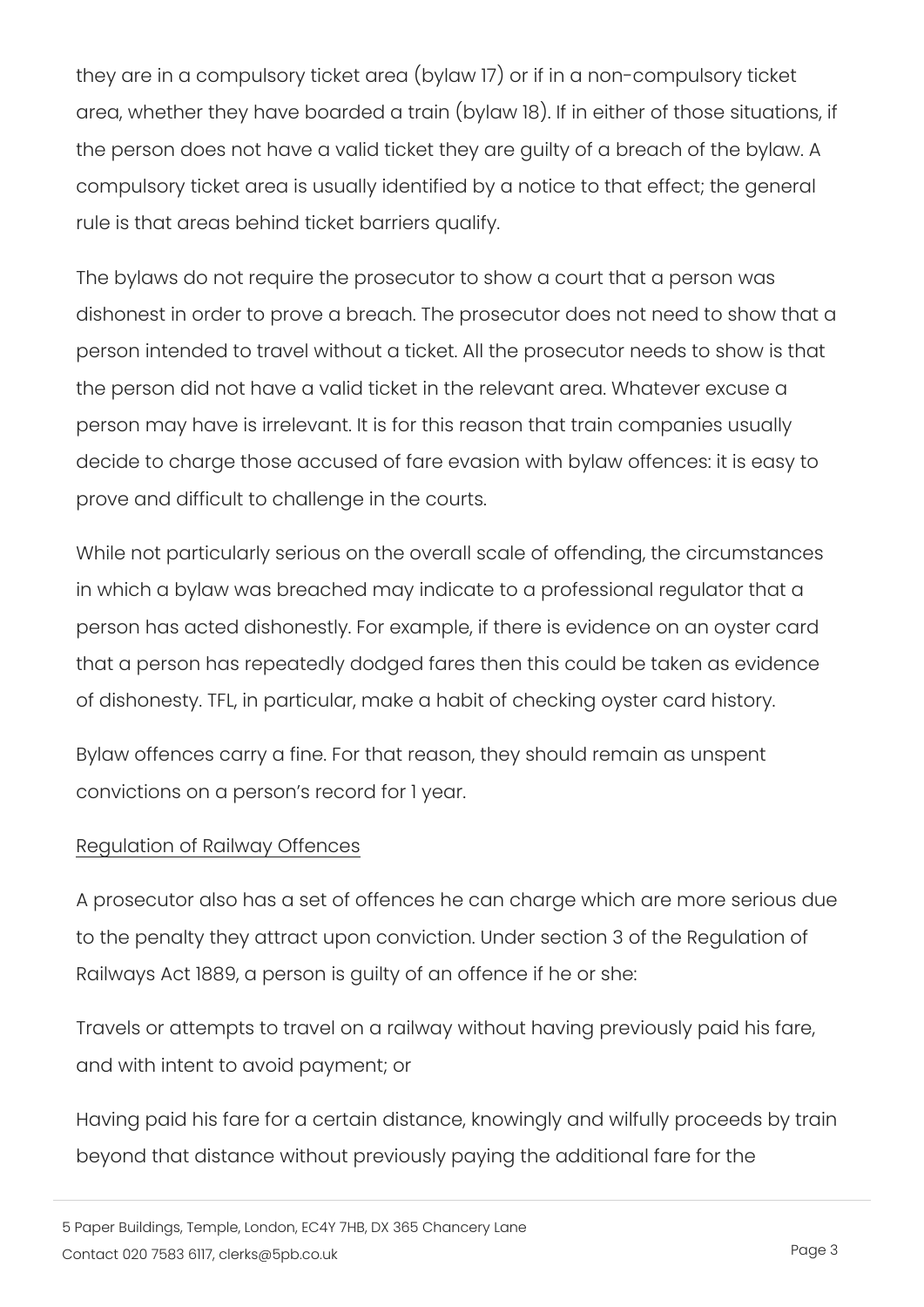they are in a compulsory ticket area (bylaw 17) or if in a non-compulsory ticket area, whether they have boarded a train (bylaw 18). If in either of those situations, if the person does not have a valid ticket they are guilty of a breach of the bylaw. A compulsory ticket area is usually identified by a notice to that effect; the general rule is that areas behind ticket barriers qualify.

The bylaws do not require the prosecutor to show a court that a person was dishonest in order to prove a breach. The prosecutor does not need to show that a person intended to travel without a ticket. All the prosecutor needs to show is that the person did not have a valid ticket in the relevant area. Whatever excuse a person may have is irrelevant. It is for this reason that train companies usually decide to charge those accused of fare evasion with bylaw offences: it is easy to prove and difficult to challenge in the courts.

While not particularly serious on the overall scale of offending, the circumstances in which a bylaw was breached may indicate to a professional regulator that a person has acted dishonestly. For example, if there is evidence on an oyster card that a person has repeatedly dodged fares then this could be taken as evidence of dishonesty. TFL, in particular, make a habit of checking oyster card history.

Bylaw offences carry a fine. For that reason, they should remain as unspent convictions on a person's record for 1 year.

## Regulation of Railway Offences

A prosecutor also has a set of offences he can charge which are more serious due to the penalty they attract upon conviction. Under section 3 of the Regulation of Railways Act 1889, a person is guilty of an offence if he or she:

Travels or attempts to travel on a railway without having previously paid his fare, and with intent to avoid payment; or

Having paid his fare for a certain distance, knowingly and wilfully proceeds by train beyond that distance without previously paying the additional fare for the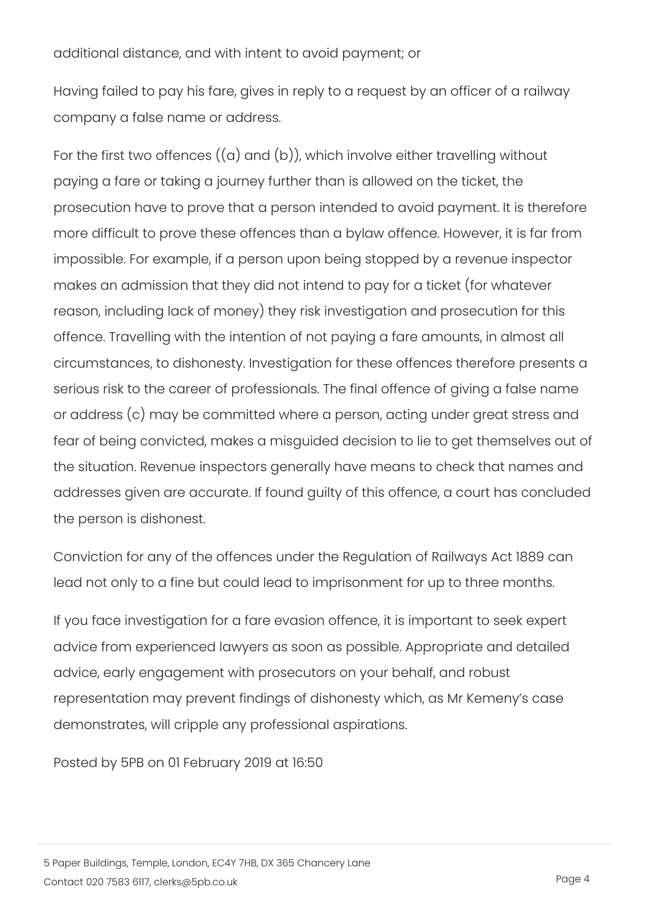additional distance, and with intent to avoid payment; or

Having failed to pay his fare, gives in reply to a request by an officer of a railway company a false name or address.

For the first two offences ((a) and (b)), which involve either travelling without paying a fare or taking a journey further than is allowed on the ticket, the prosecution have to prove that a person intended to avoid payment. It is therefore more difficult to prove these offences than a bylaw offence. However, it is far from impossible. For example, if a person upon being stopped by a revenue inspector makes an admission that they did not intend to pay for a ticket (for whatever reason, including lack of money) they risk investigation and prosecution for this offence. Travelling with the intention of not paying a fare amounts, in almost all circumstances, to dishonesty. Investigation for these offences therefore presents a serious risk to the career of professionals. The final offence of giving a false name or address (c) may be committed where a person, acting under great stress and fear of being convicted, makes a misguided decision to lie to get themselves out of the situation. Revenue inspectors generally have means to check that names and addresses given are accurate. If found guilty of this offence, a court has concluded the person is dishonest.

Conviction for any of the offences under the Regulation of Railways Act 1889 can lead not only to a fine but could lead to imprisonment for up to three months.

If you face investigation for a fare evasion offence, it is important to seek expert advice from experienced lawyers as soon as possible. Appropriate and detailed advice, early engagement with prosecutors on your behalf, and robust representation may prevent findings of dishonesty which, as Mr Kemeny's case demonstrates, will cripple any professional aspirations.

Posted by 5PB on 01 February 2019 at 16:50